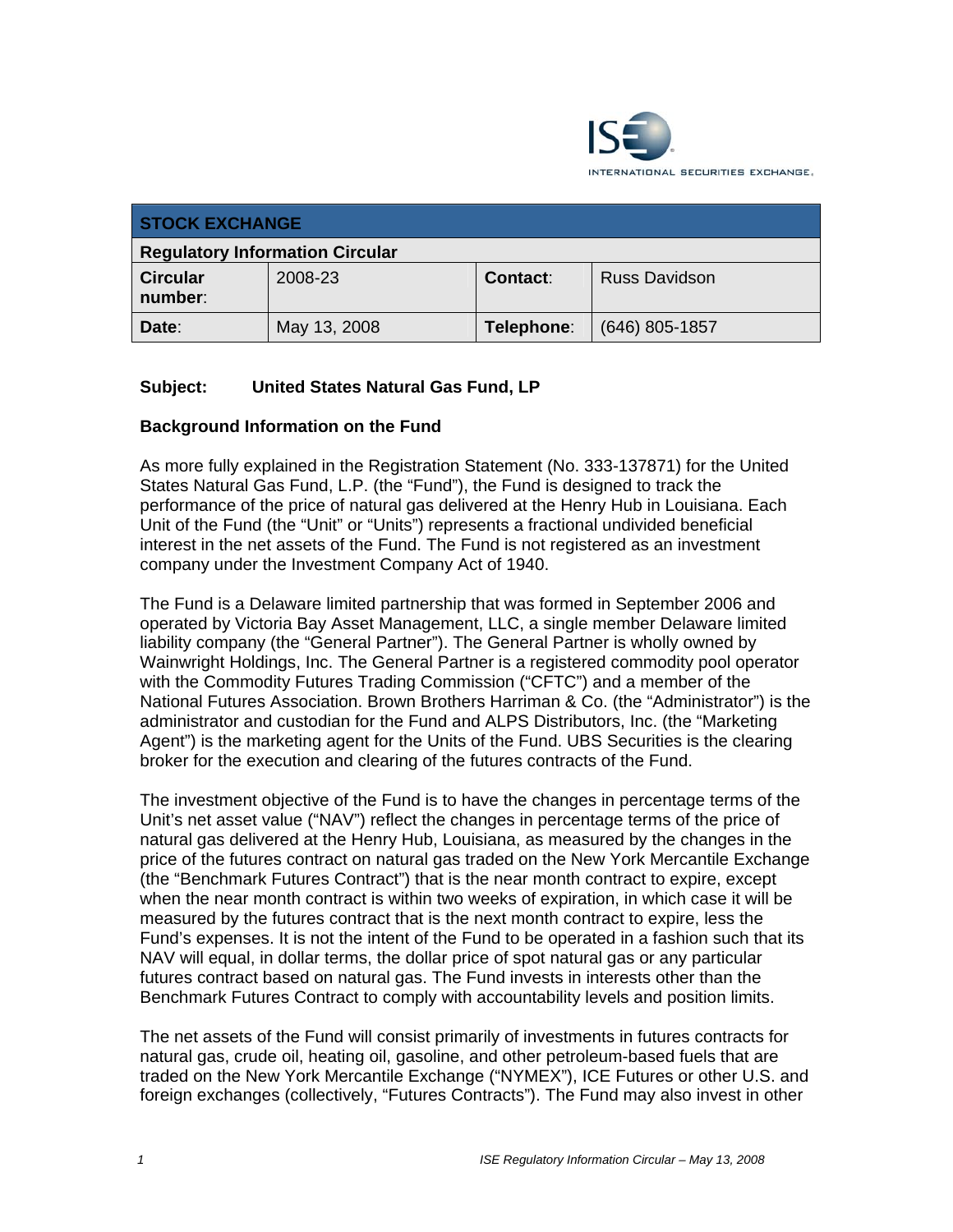| STOCK EXCHANGE | | | |
|---|---|---|---|
| **Regulatory Information Circular** | | | |
| **Circular number**: | 2008-23 | **Contact**: | Russ Davidson |
| **Date**: | May 13, 2008 | **Telephone**: | (646) 805-1857 |

**Subject: United States Natural Gas Fund, LP**

## Background Information on the Fund

As more fully explained in the Registration Statement (No. 333-137871) for the United States Natural Gas Fund, L.P. (the "Fund"), the Fund is designed to track the performance of the price of natural gas delivered at the Henry Hub in Louisiana. Each Unit of the Fund (the "Unit" or "Units") represents a fractional undivided beneficial interest in the net assets of the Fund. The Fund is not registered as an investment company under the Investment Company Act of 1940.

The Fund is a Delaware limited partnership that was formed in September 2006 and operated by Victoria Bay Asset Management, LLC, a single member Delaware limited liability company (the "General Partner"). The General Partner is wholly owned by Wainwright Holdings, Inc. The General Partner is a registered commodity pool operator with the Commodity Futures Trading Commission ("CFTC") and a member of the National Futures Association. Brown Brothers Harriman & Co. (the "Administrator") is the administrator and custodian for the Fund and ALPS Distributors, Inc. (the "Marketing Agent") is the marketing agent for the Units of the Fund. UBS Securities is the clearing broker for the execution and clearing of the futures contracts of the Fund.

The investment objective of the Fund is to have the changes in percentage terms of the Unit's net asset value ("NAV") reflect the changes in percentage terms of the price of natural gas delivered at the Henry Hub, Louisiana, as measured by the changes in the price of the futures contract on natural gas traded on the New York Mercantile Exchange (the "Benchmark Futures Contract") that is the near month contract to expire, except when the near month contract is within two weeks of expiration, in which case it will be measured by the futures contract that is the next month contract to expire, less the Fund's expenses. It is not the intent of the Fund to be operated in a fashion such that its NAV will equal, in dollar terms, the dollar price of spot natural gas or any particular futures contract based on natural gas. The Fund invests in interests other than the Benchmark Futures Contract to comply with accountability levels and position limits.

The net assets of the Fund will consist primarily of investments in futures contracts for natural gas, crude oil, heating oil, gasoline, and other petroleum-based fuels that are traded on the New York Mercantile Exchange ("NYMEX"), ICE Futures or other U.S. and foreign exchanges (collectively, "Futures Contracts"). The Fund may also invest in other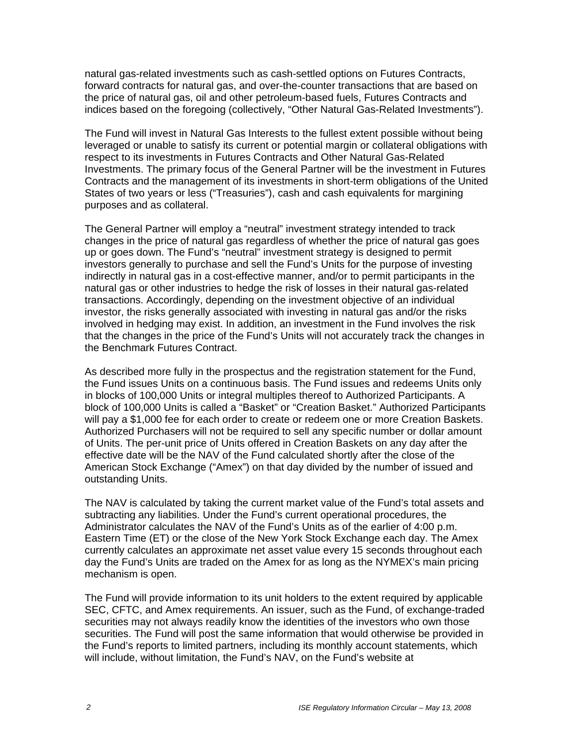natural gas-related investments such as cash-settled options on Futures Contracts, forward contracts for natural gas, and over-the-counter transactions that are based on the price of natural gas, oil and other petroleum-based fuels, Futures Contracts and indices based on the foregoing (collectively, "Other Natural Gas-Related Investments").

The Fund will invest in Natural Gas Interests to the fullest extent possible without being leveraged or unable to satisfy its current or potential margin or collateral obligations with respect to its investments in Futures Contracts and Other Natural Gas-Related Investments. The primary focus of the General Partner will be the investment in Futures Contracts and the management of its investments in short-term obligations of the United States of two years or less ("Treasuries"), cash and cash equivalents for margining purposes and as collateral.

The General Partner will employ a "neutral" investment strategy intended to track changes in the price of natural gas regardless of whether the price of natural gas goes up or goes down. The Fund's "neutral" investment strategy is designed to permit investors generally to purchase and sell the Fund's Units for the purpose of investing indirectly in natural gas in a cost-effective manner, and/or to permit participants in the natural gas or other industries to hedge the risk of losses in their natural gas-related transactions. Accordingly, depending on the investment objective of an individual investor, the risks generally associated with investing in natural gas and/or the risks involved in hedging may exist. In addition, an investment in the Fund involves the risk that the changes in the price of the Fund's Units will not accurately track the changes in the Benchmark Futures Contract.

As described more fully in the prospectus and the registration statement for the Fund, the Fund issues Units on a continuous basis. The Fund issues and redeems Units only in blocks of 100,000 Units or integral multiples thereof to Authorized Participants. A block of 100,000 Units is called a "Basket" or "Creation Basket." Authorized Participants will pay a $1,000 fee for each order to create or redeem one or more Creation Baskets. Authorized Purchasers will not be required to sell any specific number or dollar amount of Units. The per-unit price of Units offered in Creation Baskets on any day after the effective date will be the NAV of the Fund calculated shortly after the close of the American Stock Exchange ("Amex") on that day divided by the number of issued and outstanding Units.

The NAV is calculated by taking the current market value of the Fund's total assets and subtracting any liabilities. Under the Fund's current operational procedures, the Administrator calculates the NAV of the Fund's Units as of the earlier of 4:00 p.m. Eastern Time (ET) or the close of the New York Stock Exchange each day. The Amex currently calculates an approximate net asset value every 15 seconds throughout each day the Fund's Units are traded on the Amex for as long as the NYMEX's main pricing mechanism is open.

The Fund will provide information to its unit holders to the extent required by applicable SEC, CFTC, and Amex requirements. An issuer, such as the Fund, of exchange-traded securities may not always readily know the identities of the investors who own those securities. The Fund will post the same information that would otherwise be provided in the Fund's reports to limited partners, including its monthly account statements, which will include, without limitation, the Fund's NAV, on the Fund's website at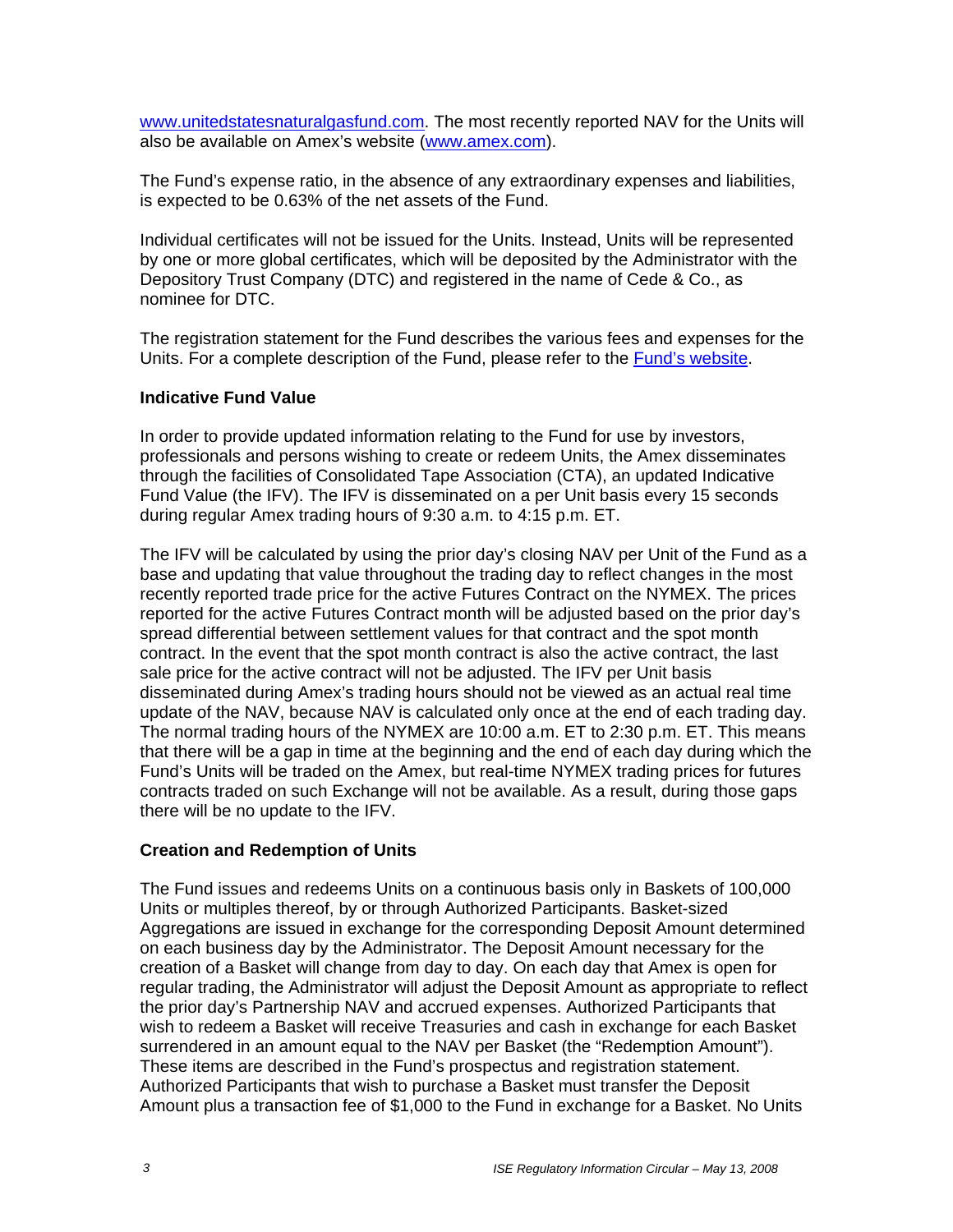www.unitedstatesnaturalgasfund.com. The most recently reported NAV for the Units will also be available on Amex's website (www.amex.com).

The Fund's expense ratio, in the absence of any extraordinary expenses and liabilities, is expected to be 0.63% of the net assets of the Fund.

Individual certificates will not be issued for the Units. Instead, Units will be represented by one or more global certificates, which will be deposited by the Administrator with the Depository Trust Company (DTC) and registered in the name of Cede & Co., as nominee for DTC.

The registration statement for the Fund describes the various fees and expenses for the Units. For a complete description of the Fund, please refer to the Fund's website.

**Indicative Fund Value**

In order to provide updated information relating to the Fund for use by investors, professionals and persons wishing to create or redeem Units, the Amex disseminates through the facilities of Consolidated Tape Association (CTA), an updated Indicative Fund Value (the IFV). The IFV is disseminated on a per Unit basis every 15 seconds during regular Amex trading hours of 9:30 a.m. to 4:15 p.m. ET.

The IFV will be calculated by using the prior day's closing NAV per Unit of the Fund as a base and updating that value throughout the trading day to reflect changes in the most recently reported trade price for the active Futures Contract on the NYMEX. The prices reported for the active Futures Contract month will be adjusted based on the prior day's spread differential between settlement values for that contract and the spot month contract. In the event that the spot month contract is also the active contract, the last sale price for the active contract will not be adjusted. The IFV per Unit basis disseminated during Amex's trading hours should not be viewed as an actual real time update of the NAV, because NAV is calculated only once at the end of each trading day. The normal trading hours of the NYMEX are 10:00 a.m. ET to 2:30 p.m. ET. This means that there will be a gap in time at the beginning and the end of each day during which the Fund's Units will be traded on the Amex, but real-time NYMEX trading prices for futures contracts traded on such Exchange will not be available. As a result, during those gaps there will be no update to the IFV.

**Creation and Redemption of Units**

The Fund issues and redeems Units on a continuous basis only in Baskets of 100,000 Units or multiples thereof, by or through Authorized Participants. Basket-sized Aggregations are issued in exchange for the corresponding Deposit Amount determined on each business day by the Administrator. The Deposit Amount necessary for the creation of a Basket will change from day to day. On each day that Amex is open for regular trading, the Administrator will adjust the Deposit Amount as appropriate to reflect the prior day's Partnership NAV and accrued expenses. Authorized Participants that wish to redeem a Basket will receive Treasuries and cash in exchange for each Basket surrendered in an amount equal to the NAV per Basket (the "Redemption Amount"). These items are described in the Fund's prospectus and registration statement. Authorized Participants that wish to purchase a Basket must transfer the Deposit Amount plus a transaction fee of $1,000 to the Fund in exchange for a Basket. No Units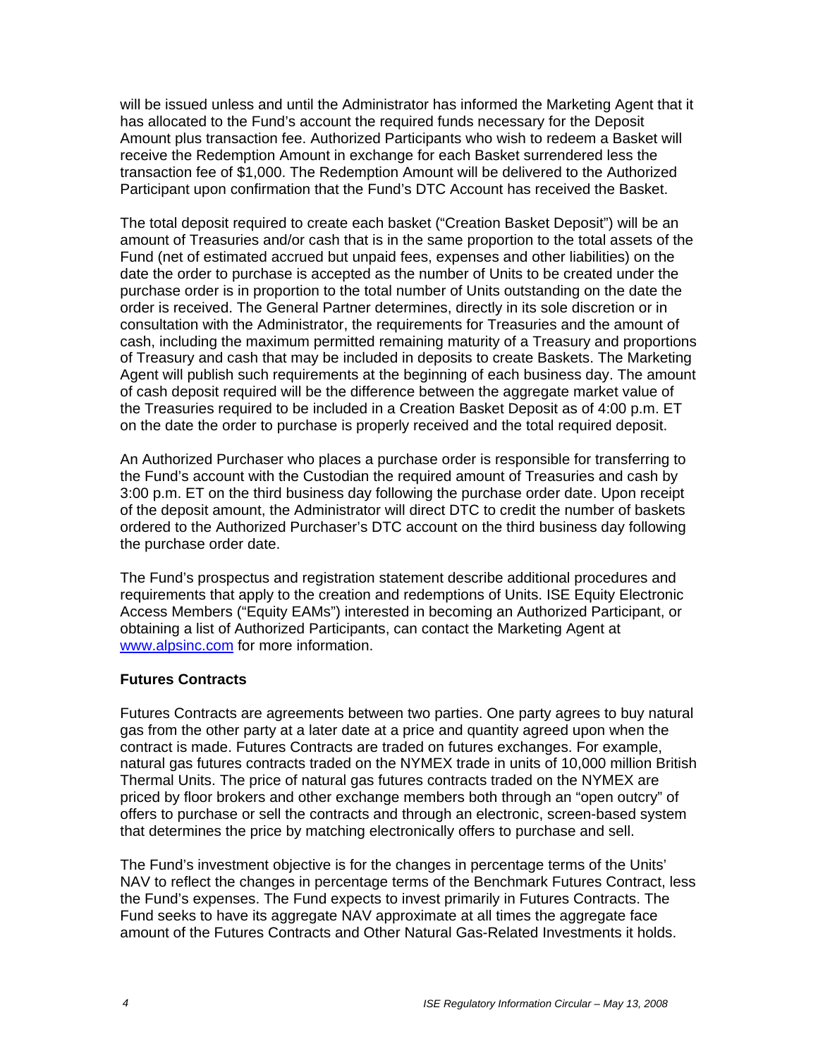will be issued unless and until the Administrator has informed the Marketing Agent that it has allocated to the Fund's account the required funds necessary for the Deposit Amount plus transaction fee. Authorized Participants who wish to redeem a Basket will receive the Redemption Amount in exchange for each Basket surrendered less the transaction fee of $1,000. The Redemption Amount will be delivered to the Authorized Participant upon confirmation that the Fund's DTC Account has received the Basket.

The total deposit required to create each basket ("Creation Basket Deposit") will be an amount of Treasuries and/or cash that is in the same proportion to the total assets of the Fund (net of estimated accrued but unpaid fees, expenses and other liabilities) on the date the order to purchase is accepted as the number of Units to be created under the purchase order is in proportion to the total number of Units outstanding on the date the order is received. The General Partner determines, directly in its sole discretion or in consultation with the Administrator, the requirements for Treasuries and the amount of cash, including the maximum permitted remaining maturity of a Treasury and proportions of Treasury and cash that may be included in deposits to create Baskets. The Marketing Agent will publish such requirements at the beginning of each business day. The amount of cash deposit required will be the difference between the aggregate market value of the Treasuries required to be included in a Creation Basket Deposit as of 4:00 p.m. ET on the date the order to purchase is properly received and the total required deposit.

An Authorized Purchaser who places a purchase order is responsible for transferring to the Fund's account with the Custodian the required amount of Treasuries and cash by 3:00 p.m. ET on the third business day following the purchase order date. Upon receipt of the deposit amount, the Administrator will direct DTC to credit the number of baskets ordered to the Authorized Purchaser's DTC account on the third business day following the purchase order date.

The Fund's prospectus and registration statement describe additional procedures and requirements that apply to the creation and redemptions of Units. ISE Equity Electronic Access Members ("Equity EAMs") interested in becoming an Authorized Participant, or obtaining a list of Authorized Participants, can contact the Marketing Agent at [www.alpsinc.com](www.alpsinc.com) for more information.

**Futures Contracts**

Futures Contracts are agreements between two parties. One party agrees to buy natural gas from the other party at a later date at a price and quantity agreed upon when the contract is made. Futures Contracts are traded on futures exchanges. For example, natural gas futures contracts traded on the NYMEX trade in units of 10,000 million British Thermal Units. The price of natural gas futures contracts traded on the NYMEX are priced by floor brokers and other exchange members both through an "open outcry" of offers to purchase or sell the contracts and through an electronic, screen-based system that determines the price by matching electronically offers to purchase and sell.

The Fund's investment objective is for the changes in percentage terms of the Units' NAV to reflect the changes in percentage terms of the Benchmark Futures Contract, less the Fund's expenses. The Fund expects to invest primarily in Futures Contracts. The Fund seeks to have its aggregate NAV approximate at all times the aggregate face amount of the Futures Contracts and Other Natural Gas-Related Investments it holds.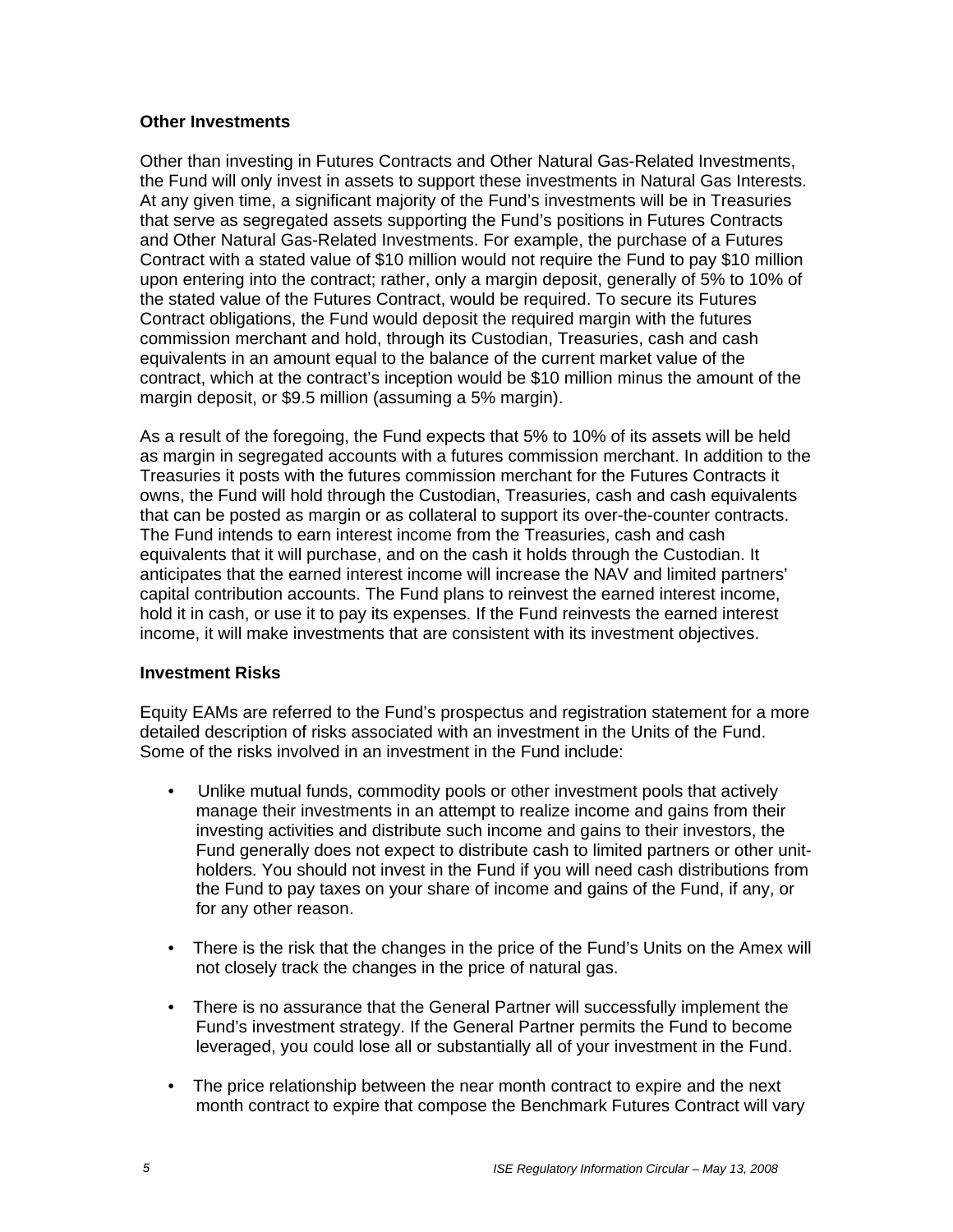**Other Investments**

Other than investing in Futures Contracts and Other Natural Gas-Related Investments, the Fund will only invest in assets to support these investments in Natural Gas Interests. At any given time, a significant majority of the Fund's investments will be in Treasuries that serve as segregated assets supporting the Fund's positions in Futures Contracts and Other Natural Gas-Related Investments. For example, the purchase of a Futures Contract with a stated value of $10 million would not require the Fund to pay $10 million upon entering into the contract; rather, only a margin deposit, generally of 5% to 10% of the stated value of the Futures Contract, would be required. To secure its Futures Contract obligations, the Fund would deposit the required margin with the futures commission merchant and hold, through its Custodian, Treasuries, cash and cash equivalents in an amount equal to the balance of the current market value of the contract, which at the contract's inception would be $10 million minus the amount of the margin deposit, or $9.5 million (assuming a 5% margin).

As a result of the foregoing, the Fund expects that 5% to 10% of its assets will be held as margin in segregated accounts with a futures commission merchant. In addition to the Treasuries it posts with the futures commission merchant for the Futures Contracts it owns, the Fund will hold through the Custodian, Treasuries, cash and cash equivalents that can be posted as margin or as collateral to support its over-the-counter contracts. The Fund intends to earn interest income from the Treasuries, cash and cash equivalents that it will purchase, and on the cash it holds through the Custodian. It anticipates that the earned interest income will increase the NAV and limited partners' capital contribution accounts. The Fund plans to reinvest the earned interest income, hold it in cash, or use it to pay its expenses. If the Fund reinvests the earned interest income, it will make investments that are consistent with its investment objectives.

**Investment Risks**

Equity EAMs are referred to the Fund's prospectus and registration statement for a more detailed description of risks associated with an investment in the Units of the Fund. Some of the risks involved in an investment in the Fund include:

- Unlike mutual funds, commodity pools or other investment pools that actively manage their investments in an attempt to realize income and gains from their investing activities and distribute such income and gains to their investors, the Fund generally does not expect to distribute cash to limited partners or other unit-holders. You should not invest in the Fund if you will need cash distributions from the Fund to pay taxes on your share of income and gains of the Fund, if any, or for any other reason.

- There is the risk that the changes in the price of the Fund's Units on the Amex will not closely track the changes in the price of natural gas.

- There is no assurance that the General Partner will successfully implement the Fund's investment strategy. If the General Partner permits the Fund to become leveraged, you could lose all or substantially all of your investment in the Fund.

- The price relationship between the near month contract to expire and the next month contract to expire that compose the Benchmark Futures Contract will vary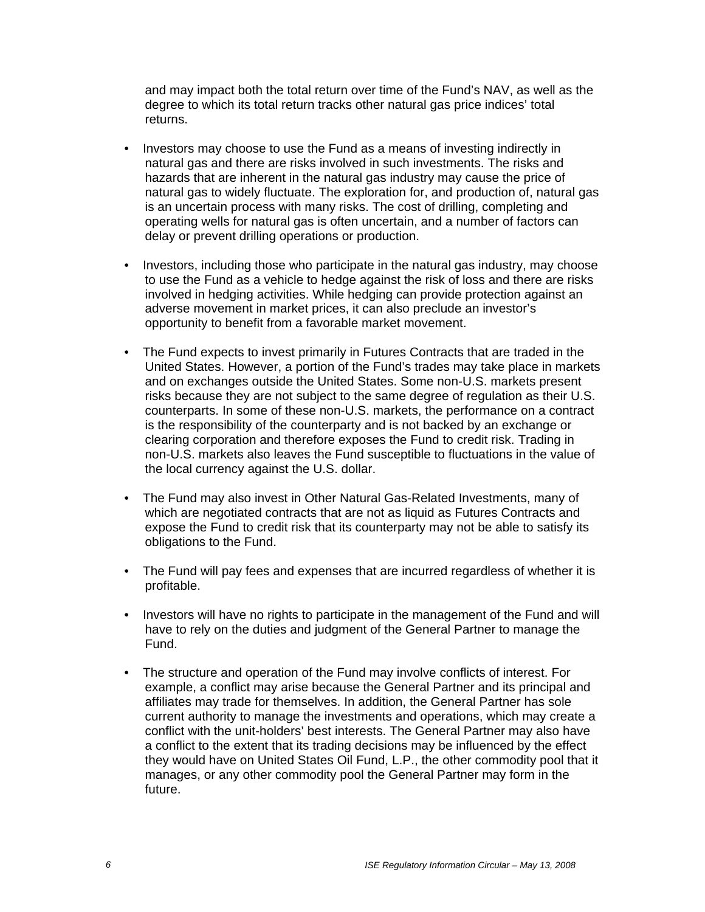and may impact both the total return over time of the Fund's NAV, as well as the degree to which its total return tracks other natural gas price indices' total returns.

- Investors may choose to use the Fund as a means of investing indirectly in natural gas and there are risks involved in such investments. The risks and hazards that are inherent in the natural gas industry may cause the price of natural gas to widely fluctuate. The exploration for, and production of, natural gas is an uncertain process with many risks. The cost of drilling, completing and operating wells for natural gas is often uncertain, and a number of factors can delay or prevent drilling operations or production.

- Investors, including those who participate in the natural gas industry, may choose to use the Fund as a vehicle to hedge against the risk of loss and there are risks involved in hedging activities. While hedging can provide protection against an adverse movement in market prices, it can also preclude an investor's opportunity to benefit from a favorable market movement.

- The Fund expects to invest primarily in Futures Contracts that are traded in the United States. However, a portion of the Fund's trades may take place in markets and on exchanges outside the United States. Some non-U.S. markets present risks because they are not subject to the same degree of regulation as their U.S. counterparts. In some of these non-U.S. markets, the performance on a contract is the responsibility of the counterparty and is not backed by an exchange or clearing corporation and therefore exposes the Fund to credit risk. Trading in non-U.S. markets also leaves the Fund susceptible to fluctuations in the value of the local currency against the U.S. dollar.

- The Fund may also invest in Other Natural Gas-Related Investments, many of which are negotiated contracts that are not as liquid as Futures Contracts and expose the Fund to credit risk that its counterparty may not be able to satisfy its obligations to the Fund.

- The Fund will pay fees and expenses that are incurred regardless of whether it is profitable.

- Investors will have no rights to participate in the management of the Fund and will have to rely on the duties and judgment of the General Partner to manage the Fund.

- The structure and operation of the Fund may involve conflicts of interest. For example, a conflict may arise because the General Partner and its principal and affiliates may trade for themselves. In addition, the General Partner has sole current authority to manage the investments and operations, which may create a conflict with the unit-holders' best interests. The General Partner may also have a conflict to the extent that its trading decisions may be influenced by the effect they would have on United States Oil Fund, L.P., the other commodity pool that it manages, or any other commodity pool the General Partner may form in the future.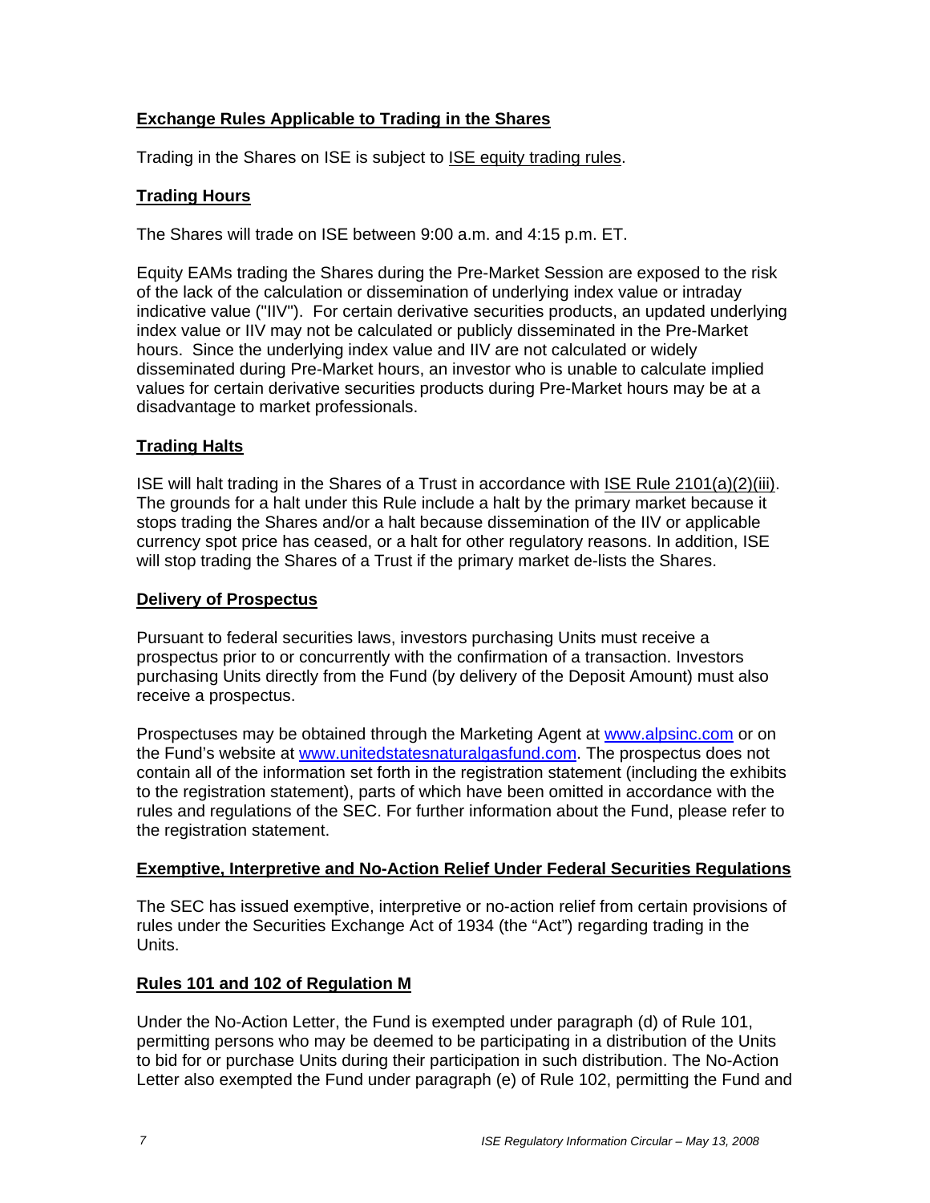**Exchange Rules Applicable to Trading in the Shares**

Trading in the Shares on ISE is subject to ISE equity trading rules.

**Trading Hours**

The Shares will trade on ISE between 9:00 a.m. and 4:15 p.m. ET.

Equity EAMs trading the Shares during the Pre-Market Session are exposed to the risk of the lack of the calculation or dissemination of underlying index value or intraday indicative value ("IIV"). For certain derivative securities products, an updated underlying index value or IIV may not be calculated or publicly disseminated in the Pre-Market hours. Since the underlying index value and IIV are not calculated or widely disseminated during Pre-Market hours, an investor who is unable to calculate implied values for certain derivative securities products during Pre-Market hours may be at a disadvantage to market professionals.

**Trading Halts**

ISE will halt trading in the Shares of a Trust in accordance with ISE Rule 2101(a)(2)(iii). The grounds for a halt under this Rule include a halt by the primary market because it stops trading the Shares and/or a halt because dissemination of the IIV or applicable currency spot price has ceased, or a halt for other regulatory reasons. In addition, ISE will stop trading the Shares of a Trust if the primary market de-lists the Shares.

**Delivery of Prospectus**

Pursuant to federal securities laws, investors purchasing Units must receive a prospectus prior to or concurrently with the confirmation of a transaction. Investors purchasing Units directly from the Fund (by delivery of the Deposit Amount) must also receive a prospectus.

Prospectuses may be obtained through the Marketing Agent at www.alpsinc.com or on the Fund's website at www.unitedstatesnaturalgasfund.com. The prospectus does not contain all of the information set forth in the registration statement (including the exhibits to the registration statement), parts of which have been omitted in accordance with the rules and regulations of the SEC. For further information about the Fund, please refer to the registration statement.

**Exemptive, Interpretive and No-Action Relief Under Federal Securities Regulations**

The SEC has issued exemptive, interpretive or no-action relief from certain provisions of rules under the Securities Exchange Act of 1934 (the "Act") regarding trading in the Units.

**Rules 101 and 102 of Regulation M**

Under the No-Action Letter, the Fund is exempted under paragraph (d) of Rule 101, permitting persons who may be deemed to be participating in a distribution of the Units to bid for or purchase Units during their participation in such distribution. The No-Action Letter also exempted the Fund under paragraph (e) of Rule 102, permitting the Fund and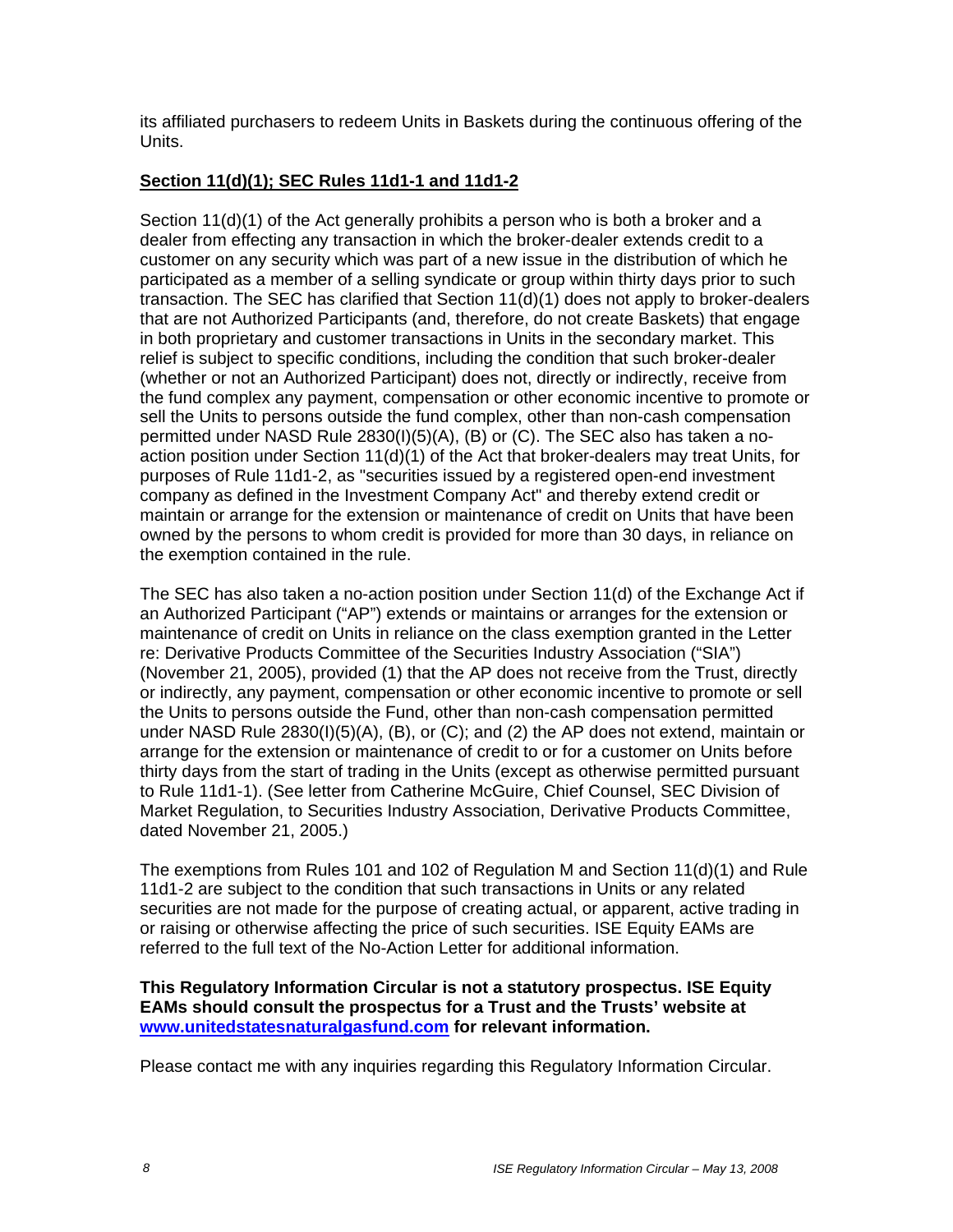its affiliated purchasers to redeem Units in Baskets during the continuous offering of the Units.

**Section 11(d)(1); SEC Rules 11d1-1 and 11d1-2**

Section 11(d)(1) of the Act generally prohibits a person who is both a broker and a dealer from effecting any transaction in which the broker-dealer extends credit to a customer on any security which was part of a new issue in the distribution of which he participated as a member of a selling syndicate or group within thirty days prior to such transaction. The SEC has clarified that Section 11(d)(1) does not apply to broker-dealers that are not Authorized Participants (and, therefore, do not create Baskets) that engage in both proprietary and customer transactions in Units in the secondary market. This relief is subject to specific conditions, including the condition that such broker-dealer (whether or not an Authorized Participant) does not, directly or indirectly, receive from the fund complex any payment, compensation or other economic incentive to promote or sell the Units to persons outside the fund complex, other than non-cash compensation permitted under NASD Rule 2830(I)(5)(A), (B) or (C). The SEC also has taken a no-action position under Section 11(d)(1) of the Act that broker-dealers may treat Units, for purposes of Rule 11d1-2, as "securities issued by a registered open-end investment company as defined in the Investment Company Act" and thereby extend credit or maintain or arrange for the extension or maintenance of credit on Units that have been owned by the persons to whom credit is provided for more than 30 days, in reliance on the exemption contained in the rule.

The SEC has also taken a no-action position under Section 11(d) of the Exchange Act if an Authorized Participant ("AP") extends or maintains or arranges for the extension or maintenance of credit on Units in reliance on the class exemption granted in the Letter re: Derivative Products Committee of the Securities Industry Association ("SIA") (November 21, 2005), provided (1) that the AP does not receive from the Trust, directly or indirectly, any payment, compensation or other economic incentive to promote or sell the Units to persons outside the Fund, other than non-cash compensation permitted under NASD Rule 2830(I)(5)(A), (B), or (C); and (2) the AP does not extend, maintain or arrange for the extension or maintenance of credit to or for a customer on Units before thirty days from the start of trading in the Units (except as otherwise permitted pursuant to Rule 11d1-1). (See letter from Catherine McGuire, Chief Counsel, SEC Division of Market Regulation, to Securities Industry Association, Derivative Products Committee, dated November 21, 2005.)

The exemptions from Rules 101 and 102 of Regulation M and Section 11(d)(1) and Rule 11d1-2 are subject to the condition that such transactions in Units or any related securities are not made for the purpose of creating actual, or apparent, active trading in or raising or otherwise affecting the price of such securities. ISE Equity EAMs are referred to the full text of the No-Action Letter for additional information.

**This Regulatory Information Circular is not a statutory prospectus. ISE Equity EAMs should consult the prospectus for a Trust and the Trusts' website at www.unitedstatesnaturalgasfund.com for relevant information.**

Please contact me with any inquiries regarding this Regulatory Information Circular.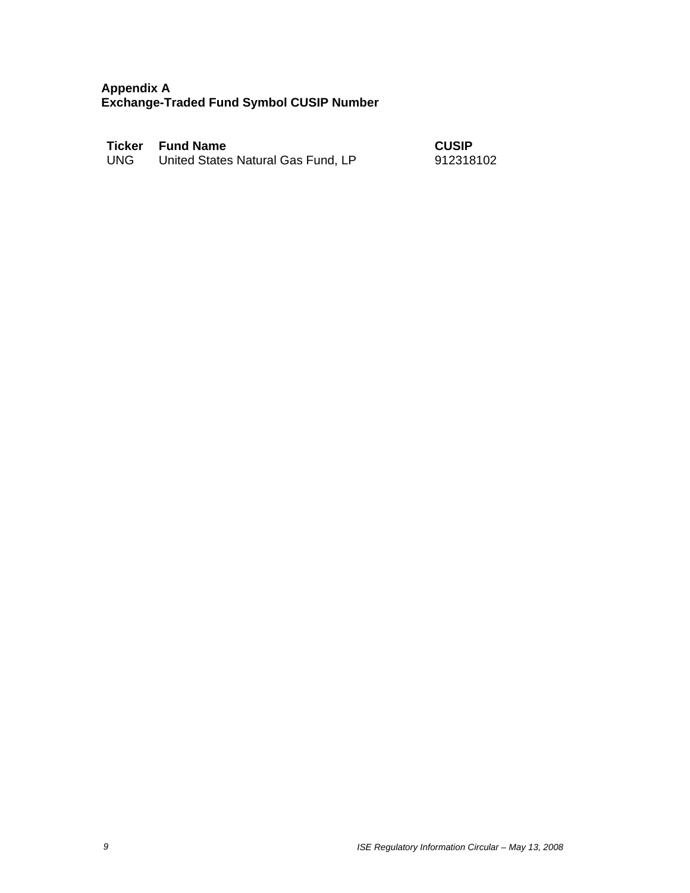**Appendix A**
**Exchange-Traded Fund Symbol CUSIP Number**

| Ticker | Fund Name | CUSIP |
| --- | --- | --- |
| UNG | United States Natural Gas Fund, LP | 912318102 |